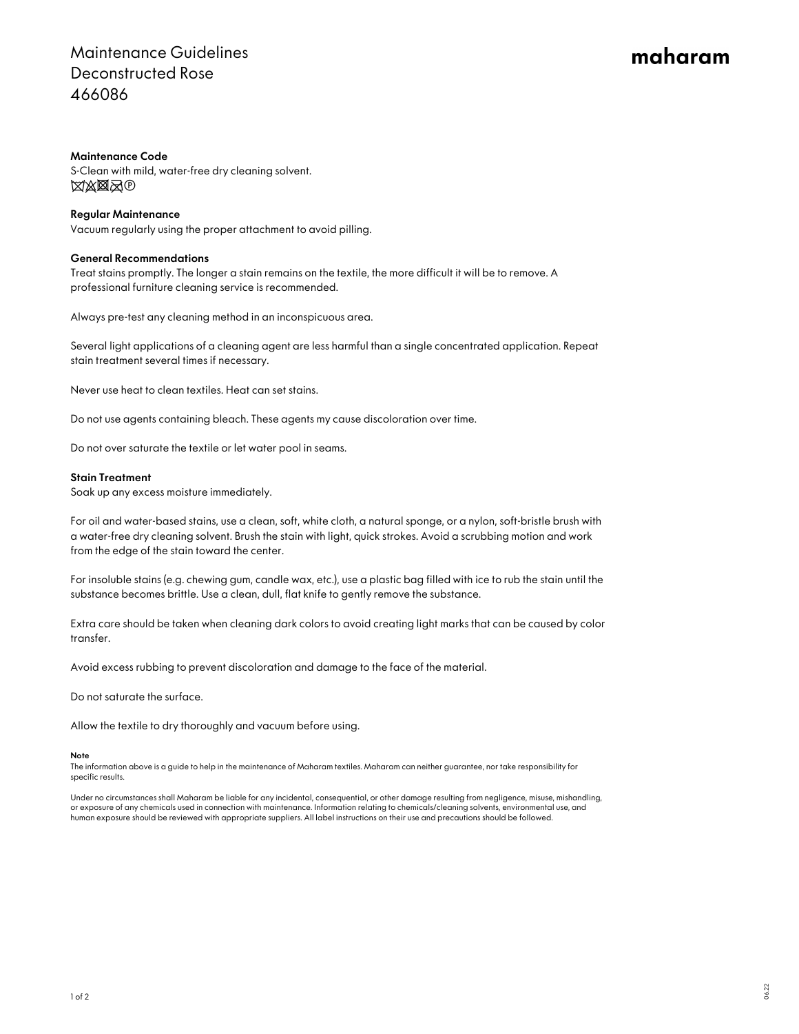# Maintenance Guidelines
# Deconstructed Rose
# 466086

maharam

**Maintenance Code**
S-Clean with mild, water-free dry cleaning solvent.
⊠⊠⊠⊠Ⓟ

**Regular Maintenance**
Vacuum regularly using the proper attachment to avoid pilling.

**General Recommendations**
Treat stains promptly. The longer a stain remains on the textile, the more difficult it will be to remove. A professional furniture cleaning service is recommended.

Always pre-test any cleaning method in an inconspicuous area.

Several light applications of a cleaning agent are less harmful than a single concentrated application. Repeat stain treatment several times if necessary.

Never use heat to clean textiles. Heat can set stains.

Do not use agents containing bleach. These agents my cause discoloration over time.

Do not over saturate the textile or let water pool in seams.

**Stain Treatment**
Soak up any excess moisture immediately.

For oil and water-based stains, use a clean, soft, white cloth, a natural sponge, or a nylon, soft-bristle brush with a water-free dry cleaning solvent. Brush the stain with light, quick strokes. Avoid a scrubbing motion and work from the edge of the stain toward the center.

For insoluble stains (e.g. chewing gum, candle wax, etc.), use a plastic bag filled with ice to rub the stain until the substance becomes brittle. Use a clean, dull, flat knife to gently remove the substance.

Extra care should be taken when cleaning dark colors to avoid creating light marks that can be caused by color transfer.

Avoid excess rubbing to prevent discoloration and damage to the face of the material.

Do not saturate the surface.

Allow the textile to dry thoroughly and vacuum before using.

**Note**
The information above is a guide to help in the maintenance of Maharam textiles. Maharam can neither guarantee, nor take responsibility for specific results.

Under no circumstances shall Maharam be liable for any incidental, consequential, or other damage resulting from negligence, misuse, mishandling, or exposure of any chemicals used in connection with maintenance. Information relating to chemicals/cleaning solvents, environmental use, and human exposure should be reviewed with appropriate suppliers. All label instructions on their use and precautions should be followed.

06.22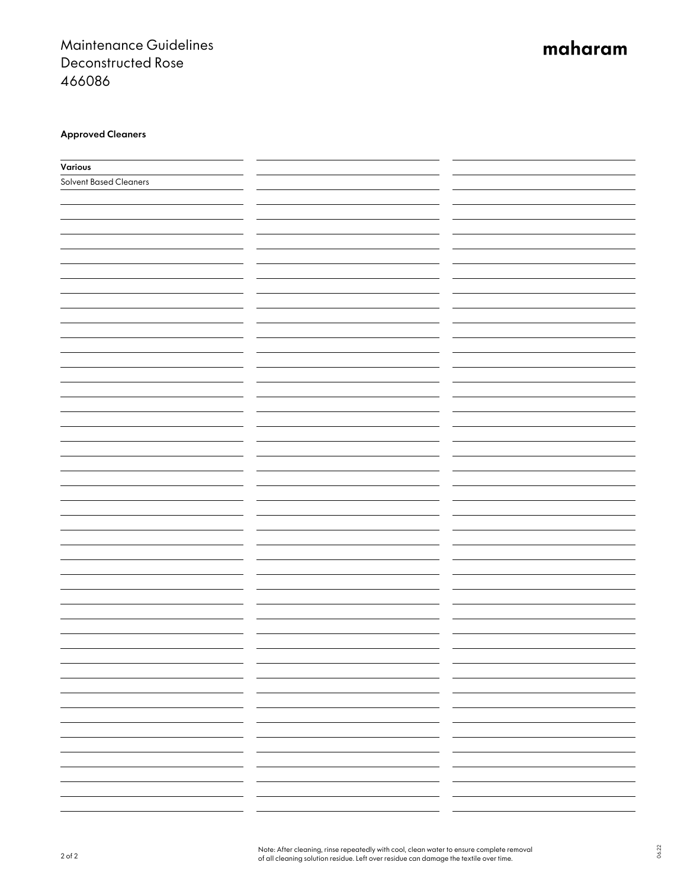Maintenance Guidelines
Deconstructed Rose
466086

**maharam**

**Approved Cleaners**

| **Various** | | |
| --- | --- | --- |
| Solvent Based Cleaners | | |

Note: After cleaning, rinse repeatedly with cool, clean water to ensure complete removal of all cleaning solution residue. Left over residue can damage the textile over time.

06.22